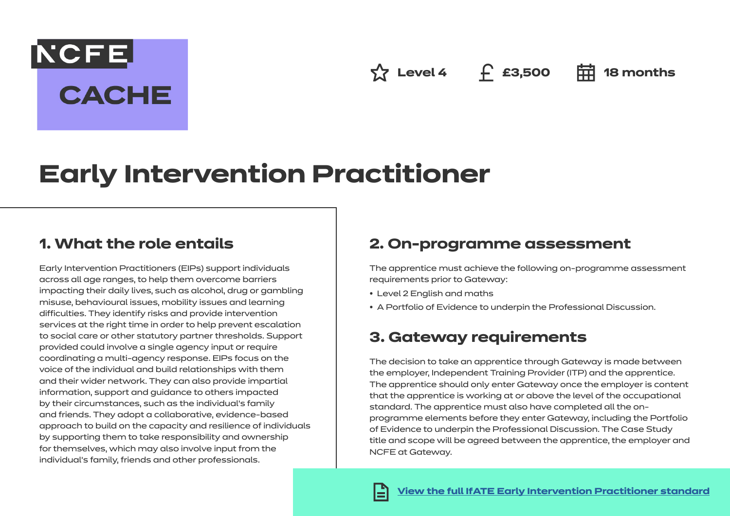NCFE CACHE

Level 4 | £3,500 | 18 months

# Early Intervention Practitioner

## 1. What the role entails

Early Intervention Practitioners (EIPs) support individuals across all age ranges, to help them overcome barriers impacting their daily lives, such as alcohol, drug or gambling misuse, behavioural issues, mobility issues and learning difficulties. They identify risks and provide intervention services at the right time in order to help prevent escalation to social care or other statutory partner thresholds. Support provided could involve a single agency input or require coordinating a multi-agency response. EIPs focus on the voice of the individual and build relationships with them and their wider network. They can also provide impartial information, support and guidance to others impacted by their circumstances, such as the individual's family and friends. They adopt a collaborative, evidence-based approach to build on the capacity and resilience of individuals by supporting them to take responsibility and ownership for themselves, which may also involve input from the individual's family, friends and other professionals.

## 2. On-programme assessment

The apprentice must achieve the following on-programme assessment requirements prior to Gateway:

- Level 2 English and maths
- A Portfolio of Evidence to underpin the Professional Discussion.

## 3. Gateway requirements

The decision to take an apprentice through Gateway is made between the employer, Independent Training Provider (ITP) and the apprentice. The apprentice should only enter Gateway once the employer is content that the apprentice is working at or above the level of the occupational standard. The apprentice must also have completed all the on-programme elements before they enter Gateway, including the Portfolio of Evidence to underpin the Professional Discussion. The Case Study title and scope will be agreed between the apprentice, the employer and NCFE at Gateway.

View the full IfATE Early Intervention Practitioner standard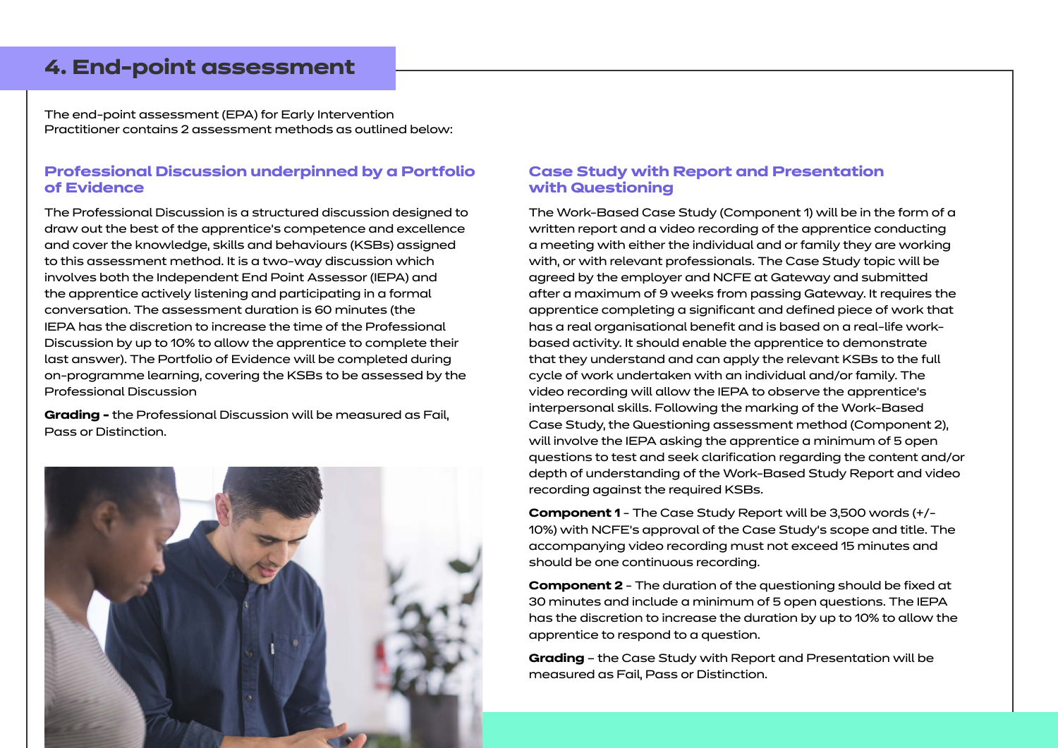## 4. End-point assessment

The end-point assessment (EPA) for Early Intervention Practitioner contains 2 assessment methods as outlined below:

### Professional Discussion underpinned by a Portfolio of Evidence

The Professional Discussion is a structured discussion designed to draw out the best of the apprentice's competence and excellence and cover the knowledge, skills and behaviours (KSBs) assigned to this assessment method. It is a two-way discussion which involves both the Independent End Point Assessor (IEPA) and the apprentice actively listening and participating in a formal conversation. The assessment duration is 60 minutes (the IEPA has the discretion to increase the time of the Professional Discussion by up to 10% to allow the apprentice to complete their last answer). The Portfolio of Evidence will be completed during on-programme learning, covering the KSBs to be assessed by the Professional Discussion

**Grading -** the Professional Discussion will be measured as Fail, Pass or Distinction.

### Case Study with Report and Presentation with Questioning

The Work-Based Case Study (Component 1) will be in the form of a written report and a video recording of the apprentice conducting a meeting with either the individual and or family they are working with, or with relevant professionals. The Case Study topic will be agreed by the employer and NCFE at Gateway and submitted after a maximum of 9 weeks from passing Gateway. It requires the apprentice completing a significant and defined piece of work that has a real organisational benefit and is based on a real-life work-based activity. It should enable the apprentice to demonstrate that they understand and can apply the relevant KSBs to the full cycle of work undertaken with an individual and/or family. The video recording will allow the IEPA to observe the apprentice's interpersonal skills. Following the marking of the Work-Based Case Study, the Questioning assessment method (Component 2), will involve the IEPA asking the apprentice a minimum of 5 open questions to test and seek clarification regarding the content and/or depth of understanding of the Work-Based Study Report and video recording against the required KSBs.

**Component 1** - The Case Study Report will be 3,500 words (+/- 10%) with NCFE's approval of the Case Study's scope and title. The accompanying video recording must not exceed 15 minutes and should be one continuous recording.

**Component 2** - The duration of the questioning should be fixed at 30 minutes and include a minimum of 5 open questions. The IEPA has the discretion to increase the duration by up to 10% to allow the apprentice to respond to a question.

**Grading** – the Case Study with Report and Presentation will be measured as Fail, Pass or Distinction.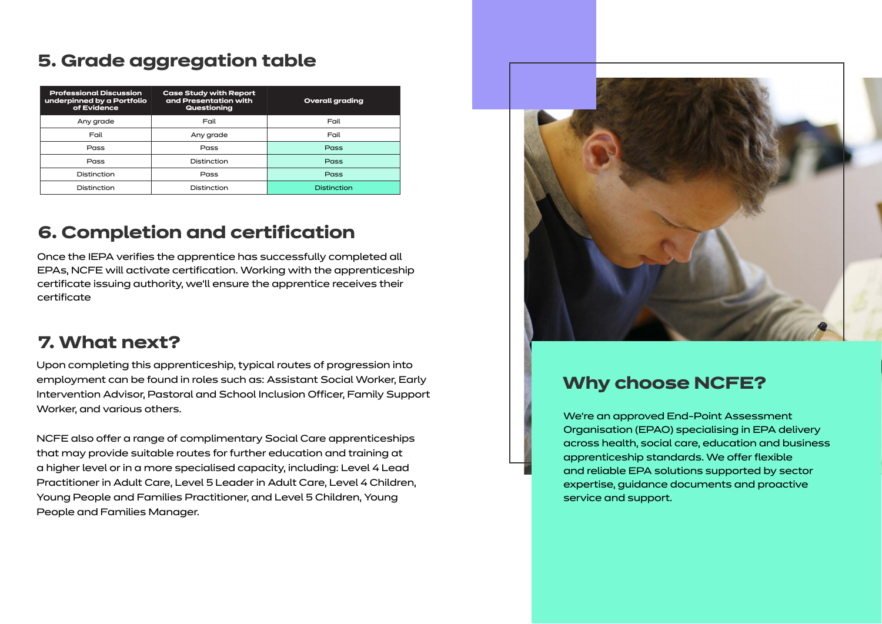## 5. Grade aggregation table

| Professional Discussion underpinned by a Portfolio of Evidence | Case Study with Report and Presentation with Questioning | Overall grading |
|---|---|---|
| Any grade | Fail | Fail |
| Fail | Any grade | Fail |
| Pass | Pass | Pass |
| Pass | Distinction | Pass |
| Distinction | Pass | Pass |
| Distinction | Distinction | Distinction |

## 6. Completion and certification

Once the IEPA verifies the apprentice has successfully completed all EPAs, NCFE will activate certification. Working with the apprenticeship certificate issuing authority, we'll ensure the apprentice receives their certificate

## 7. What next?

Upon completing this apprenticeship, typical routes of progression into employment can be found in roles such as: Assistant Social Worker, Early Intervention Advisor, Pastoral and School Inclusion Officer, Family Support Worker, and various others.

NCFE also offer a range of complimentary Social Care apprenticeships that may provide suitable routes for further education and training at a higher level or in a more specialised capacity, including: Level 4 Lead Practitioner in Adult Care, Level 5 Leader in Adult Care, Level 4 Children, Young People and Families Practitioner, and Level 5 Children, Young People and Families Manager.

## Why choose NCFE?

We're an approved End-Point Assessment Organisation (EPAO) specialising in EPA delivery across health, social care, education and business apprenticeship standards. We offer flexible and reliable EPA solutions supported by sector expertise, guidance documents and proactive service and support.